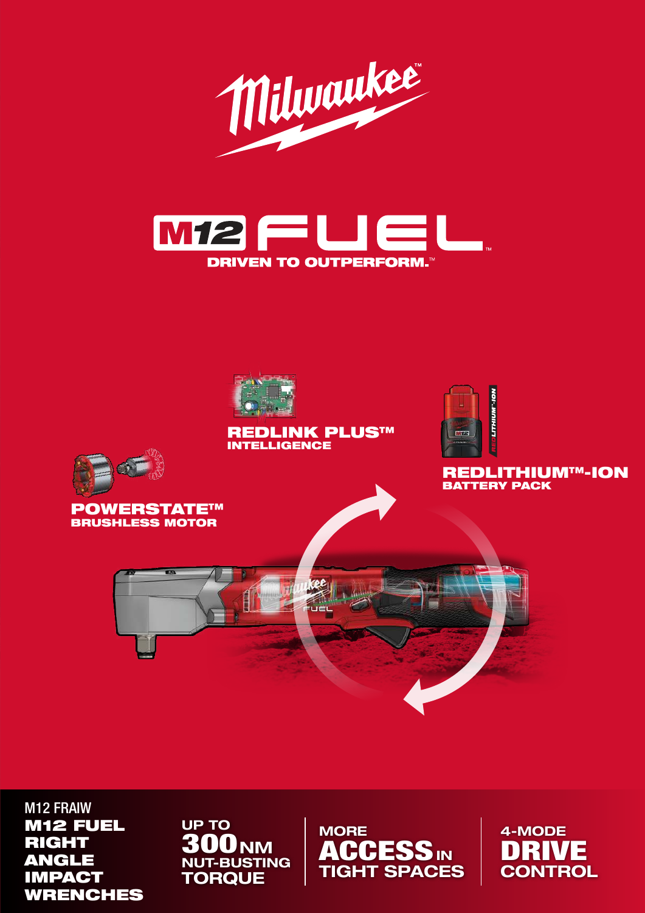# Milwaukee™

## M12 FUEL™

**DRIVEN TO OUTPERFORM.™**

**REDLINK PLUS™**
**INTELLIGENCE**

**REDLITHIUM™-ION**
**BATTERY PACK**

**POWERSTATE™**
**BRUSHLESS MOTOR**

M12 FRAIW

**M12 FUEL RIGHT ANGLE IMPACT WRENCHES**

**UP TO 300 NM NUT-BUSTING TORQUE**

**MORE ACCESS IN TIGHT SPACES**

**4-MODE DRIVE CONTROL**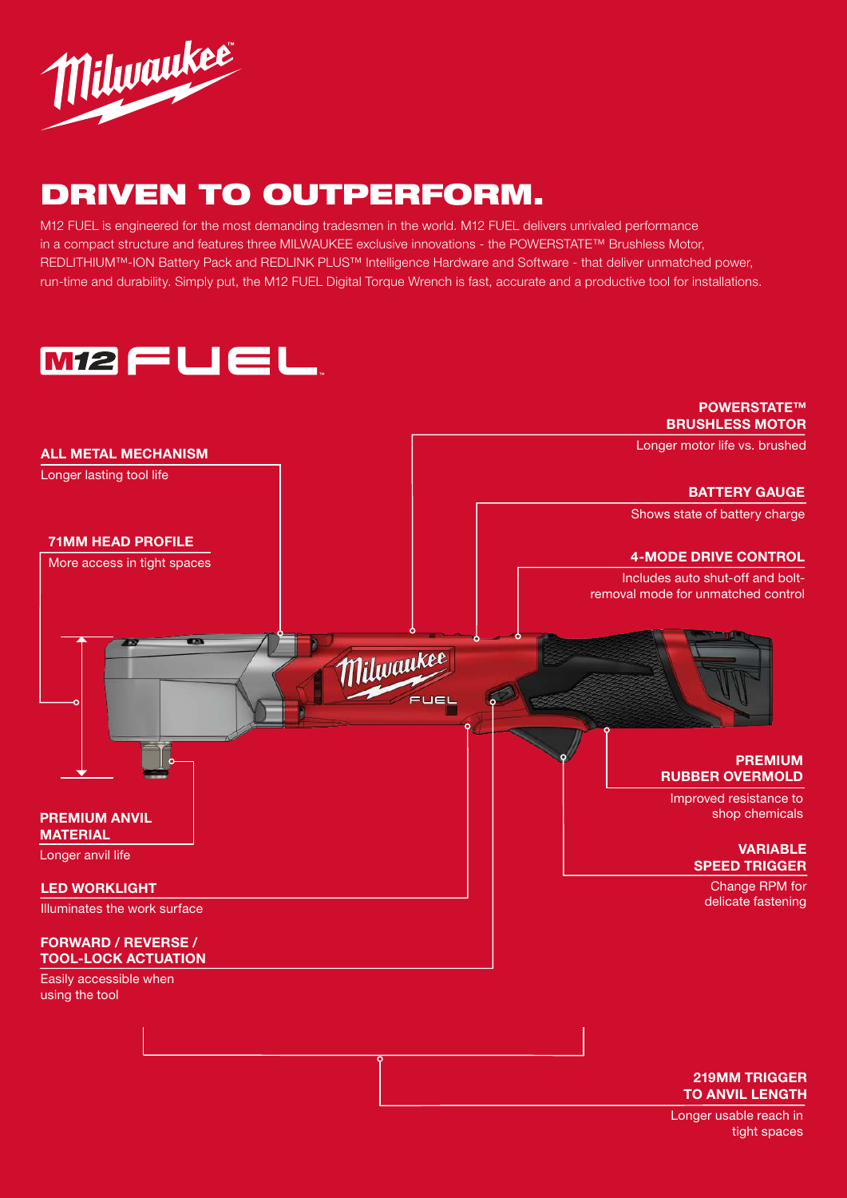# DRIVEN TO OUTPERFORM.

M12 FUEL is engineered for the most demanding tradesmen in the world. M12 FUEL delivers unrivaled performance in a compact structure and features three MILWAUKEE exclusive innovations - the POWERSTATE™ Brushless Motor, REDLITHIUM™-ION Battery Pack and REDLINK PLUS™ Intelligence Hardware and Software - that deliver unmatched power, run-time and durability. Simply put, the M12 FUEL Digital Torque Wrench is fast, accurate and a productive tool for installations.

## M12 FUEL

**ALL METAL MECHANISM**
Longer lasting tool life

**71MM HEAD PROFILE**
More access in tight spaces

**PREMIUM ANVIL MATERIAL**
Longer anvil life

**LED WORKLIGHT**
Illuminates the work surface

**FORWARD / REVERSE / TOOL-LOCK ACTUATION**
Easily accessible when using the tool

**POWERSTATE™ BRUSHLESS MOTOR**
Longer motor life vs. brushed

**BATTERY GAUGE**
Shows state of battery charge

**4-MODE DRIVE CONTROL**
Includes auto shut-off and bolt-removal mode for unmatched control

**PREMIUM RUBBER OVERMOLD**
Improved resistance to shop chemicals

**VARIABLE SPEED TRIGGER**
Change RPM for delicate fastening

**219MM TRIGGER TO ANVIL LENGTH**
Longer usable reach in tight spaces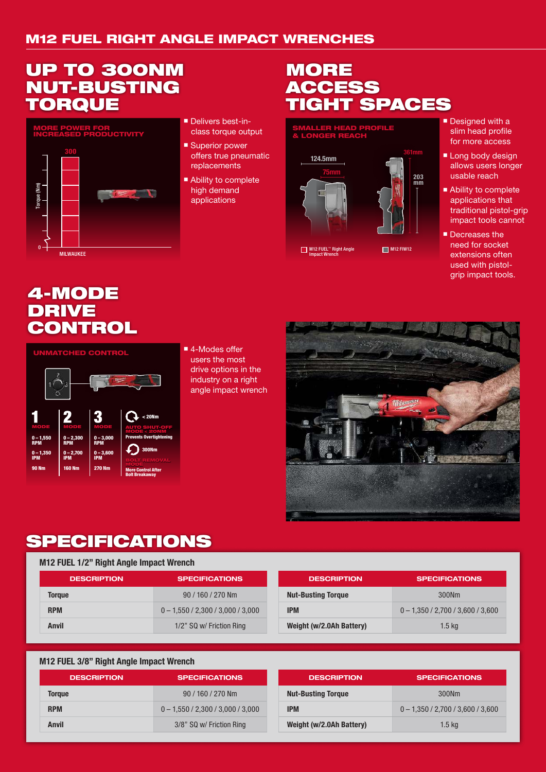## M12 FUEL RIGHT ANGLE IMPACT WRENCHES

# UP TO 300NM NUT-BUSTING TORQUE

MORE POWER FOR INCREASED PRODUCTIVITY

300

Torque (Nm)

0

MILWAUKEE

- Delivers best-in-class torque output
- Superior power offers true pneumatic replacements
- Ability to complete high demand applications

# MORE ACCESS TIGHT SPACES

SMALLER HEAD PROFILE & LONGER REACH

124.5mm

75mm

361mm

203 mm

M12 FUEL™ Right Angle Impact Wrench

M12 FIW12

- Designed with a slim head profile for more access
- Long body design allows users longer usable reach
- Ability to complete applications that traditional pistol-grip impact tools cannot
- Decreases the need for socket extensions often used with pistol-grip impact tools.

# 4-MODE DRIVE CONTROL

UNMATCHED CONTROL

| 1 MODE | 2 MODE | 3 MODE | AUTO SHUT-OFF MODE < 20NM / BOLT REMOVAL MODE |
|---|---|---|---|
| 0 – 1,550 RPM | 0 – 2,300 RPM | 0 – 3,000 RPM | < 20Nm AUTO SHUT-OFF MODE < 20NM Prevents Overtightening |
| 0 – 1,350 IPM | 0 – 2,700 IPM | 0 – 3,600 IPM | 300Nm BOLT REMOVAL MODE |
| 90 Nm | 160 Nm | 270 Nm | More Control After Bolt Breakaway |

- 4-Modes offer users the most drive options in the industry on a right angle impact wrench

# SPECIFICATIONS

### M12 FUEL 1/2" Right Angle Impact Wrench

| DESCRIPTION | SPECIFICATIONS | DESCRIPTION | SPECIFICATIONS |
|---|---|---|---|
| **Torque** | 90 / 160 / 270 Nm | **Nut-Busting Torque** | 300Nm |
| **RPM** | 0 – 1,550 / 2,300 / 3,000 / 3,000 | **IPM** | 0 – 1,350 / 2,700 / 3,600 / 3,600 |
| **Anvil** | 1/2" SQ w/ Friction Ring | **Weight (w/2.0Ah Battery)** | 1.5 kg |

### M12 FUEL 3/8" Right Angle Impact Wrench

| DESCRIPTION | SPECIFICATIONS | DESCRIPTION | SPECIFICATIONS |
|---|---|---|---|
| **Torque** | 90 / 160 / 270 Nm | **Nut-Busting Torque** | 300Nm |
| **RPM** | 0 – 1,550 / 2,300 / 3,000 / 3,000 | **IPM** | 0 – 1,350 / 2,700 / 3,600 / 3,600 |
| **Anvil** | 3/8" SQ w/ Friction Ring | **Weight (w/2.0Ah Battery)** | 1.5 kg |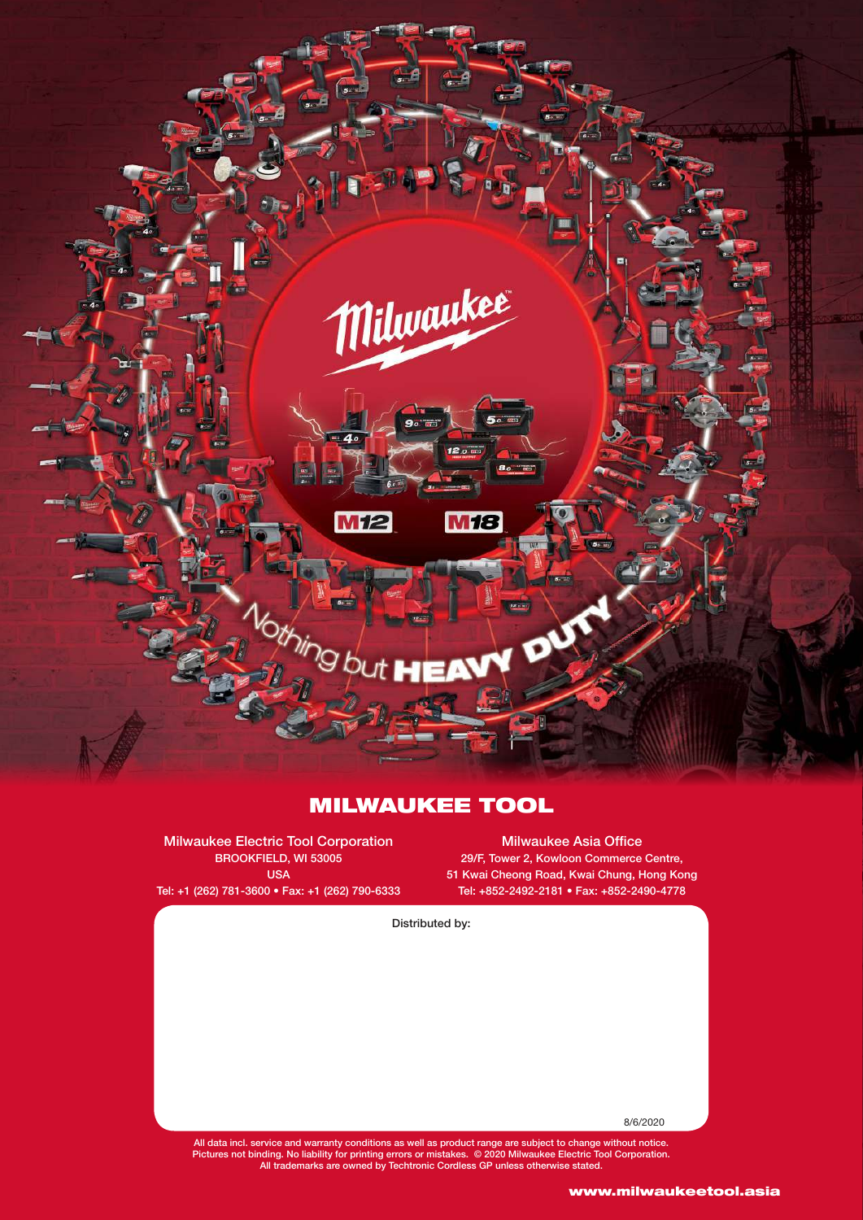## MILWAUKEE TOOL

**Milwaukee Electric Tool Corporation**
BROOKFIELD, WI 53005
USA
Tel: +1 (262) 781-3600 • Fax: +1 (262) 790-6333

**Milwaukee Asia Office**
29/F, Tower 2, Kowloon Commerce Centre,
51 Kwai Cheong Road, Kwai Chung, Hong Kong
Tel: +852-2492-2181 • Fax: +852-2490-4778

Distributed by:

8/6/2020

All data incl. service and warranty conditions as well as product range are subject to change without notice.
Pictures not binding. No liability for printing errors or mistakes. © 2020 Milwaukee Electric Tool Corporation.
All trademarks are owned by Techtronic Cordless GP unless otherwise stated.

**www.milwaukeetool.asia**